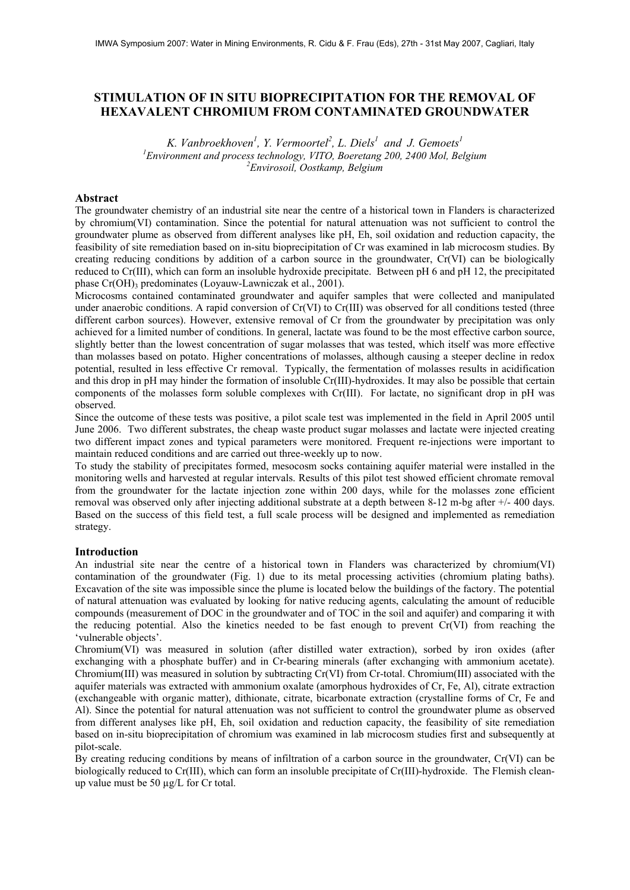# STIMULATION OF IN SITU BIOPRECIPITATION FOR THE REMOVAL OF HEXAVALENT CHROMIUM FROM CONTAMINATED GROUNDWATER

*K. Vanbroekhoven[1], Y. Vermoortel[2], L. Diels[1] and J. Gemoets[1]*

[1]*Environment and process technology, VITO, Boeretang 200, 2400 Mol, Belgium*

[2]*Envirosoil, Oostkamp, Belgium*

## Abstract

The groundwater chemistry of an industrial site near the centre of a historical town in Flanders is characterized by chromium(VI) contamination. Since the potential for natural attenuation was not sufficient to control the groundwater plume as observed from different analyses like pH, Eh, soil oxidation and reduction capacity, the feasibility of site remediation based on in-situ bioprecipitation of Cr was examined in lab microcosm studies. By creating reducing conditions by addition of a carbon source in the groundwater, Cr(VI) can be biologically reduced to Cr(III), which can form an insoluble hydroxide precipitate. Between pH 6 and pH 12, the precipitated phase $Cr(OH)_3$ predominates (Loyauw-Lawniczak et al., 2001).

Microcosms contained contaminated groundwater and aquifer samples that were collected and manipulated under anaerobic conditions. A rapid conversion of Cr(VI) to Cr(III) was observed for all conditions tested (three different carbon sources). However, extensive removal of Cr from the groundwater by precipitation was only achieved for a limited number of conditions. In general, lactate was found to be the most effective carbon source, slightly better than the lowest concentration of sugar molasses that was tested, which itself was more effective than molasses based on potato. Higher concentrations of molasses, although causing a steeper decline in redox potential, resulted in less effective Cr removal. Typically, the fermentation of molasses results in acidification and this drop in pH may hinder the formation of insoluble Cr(III)-hydroxides. It may also be possible that certain components of the molasses form soluble complexes with Cr(III). For lactate, no significant drop in pH was observed.

Since the outcome of these tests was positive, a pilot scale test was implemented in the field in April 2005 until June 2006. Two different substrates, the cheap waste product sugar molasses and lactate were injected creating two different impact zones and typical parameters were monitored. Frequent re-injections were important to maintain reduced conditions and are carried out three-weekly up to now.

To study the stability of precipitates formed, mesocosm socks containing aquifer material were installed in the monitoring wells and harvested at regular intervals. Results of this pilot test showed efficient chromate removal from the groundwater for the lactate injection zone within 200 days, while for the molasses zone efficient removal was observed only after injecting additional substrate at a depth between 8-12 m-bg after +/- 400 days. Based on the success of this field test, a full scale process will be designed and implemented as remediation strategy.

## Introduction

An industrial site near the centre of a historical town in Flanders was characterized by chromium(VI) contamination of the groundwater (Fig. 1) due to its metal processing activities (chromium plating baths). Excavation of the site was impossible since the plume is located below the buildings of the factory. The potential of natural attenuation was evaluated by looking for native reducing agents, calculating the amount of reducible compounds (measurement of DOC in the groundwater and of TOC in the soil and aquifer) and comparing it with the reducing potential. Also the kinetics needed to be fast enough to prevent Cr(VI) from reaching the 'vulnerable objects'.

Chromium(VI) was measured in solution (after distilled water extraction), sorbed by iron oxides (after exchanging with a phosphate buffer) and in Cr-bearing minerals (after exchanging with ammonium acetate). Chromium(III) was measured in solution by subtracting Cr(VI) from Cr-total. Chromium(III) associated with the aquifer materials was extracted with ammonium oxalate (amorphous hydroxides of Cr, Fe, Al), citrate extraction (exchangeable with organic matter), dithionate, citrate, bicarbonate extraction (crystalline forms of Cr, Fe and Al). Since the potential for natural attenuation was not sufficient to control the groundwater plume as observed from different analyses like pH, Eh, soil oxidation and reduction capacity, the feasibility of site remediation based on in-situ bioprecipitation of chromium was examined in lab microcosm studies first and subsequently at pilot-scale.

By creating reducing conditions by means of infiltration of a carbon source in the groundwater, Cr(VI) can be biologically reduced to Cr(III), which can form an insoluble precipitate of Cr(III)-hydroxide. The Flemish clean-up value must be 50 μg/L for Cr total.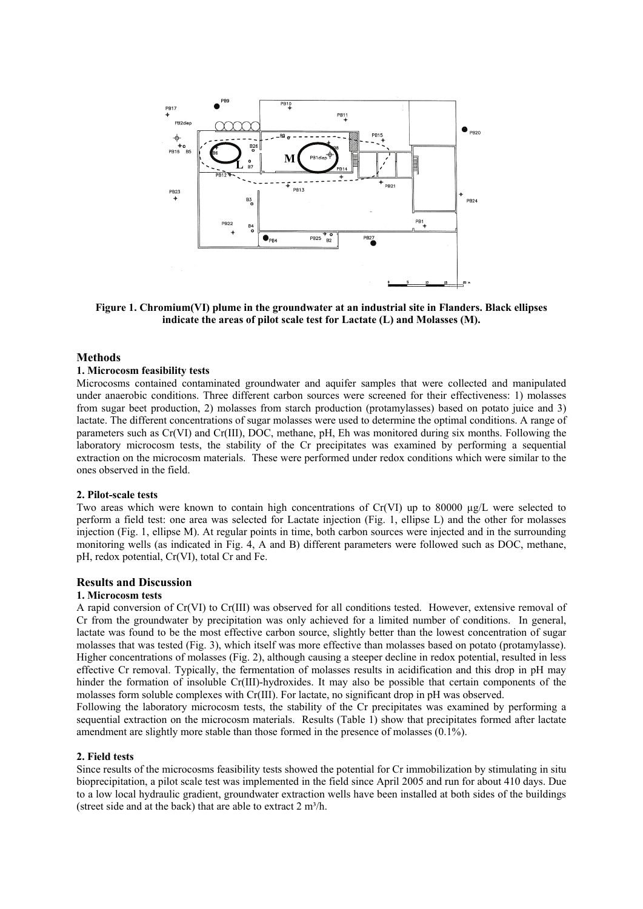**Figure 1. Chromium(VI) plume in the groundwater at an industrial site in Flanders. Black ellipses indicate the areas of pilot scale test for Lactate (L) and Molasses (M).**

## Methods

### 1. Microcosm feasibility tests

Microcosms contained contaminated groundwater and aquifer samples that were collected and manipulated under anaerobic conditions. Three different carbon sources were screened for their effectiveness: 1) molasses from sugar beet production, 2) molasses from starch production (protamylasses) based on potato juice and 3) lactate. The different concentrations of sugar molasses were used to determine the optimal conditions. A range of parameters such as Cr(VI) and Cr(III), DOC, methane, pH, Eh was monitored during six months. Following the laboratory microcosm tests, the stability of the Cr precipitates was examined by performing a sequential extraction on the microcosm materials. These were performed under redox conditions which were similar to the ones observed in the field.

### 2. Pilot-scale tests

Two areas which were known to contain high concentrations of Cr(VI) up to 80000 µg/L were selected to perform a field test: one area was selected for Lactate injection (Fig. 1, ellipse L) and the other for molasses injection (Fig. 1, ellipse M). At regular points in time, both carbon sources were injected and in the surrounding monitoring wells (as indicated in Fig. 4, A and B) different parameters were followed such as DOC, methane, pH, redox potential, Cr(VI), total Cr and Fe.

## Results and Discussion

### 1. Microcosm tests

A rapid conversion of Cr(VI) to Cr(III) was observed for all conditions tested. However, extensive removal of Cr from the groundwater by precipitation was only achieved for a limited number of conditions. In general, lactate was found to be the most effective carbon source, slightly better than the lowest concentration of sugar molasses that was tested (Fig. 3), which itself was more effective than molasses based on potato (protamylasse). Higher concentrations of molasses (Fig. 2), although causing a steeper decline in redox potential, resulted in less effective Cr removal. Typically, the fermentation of molasses results in acidification and this drop in pH may hinder the formation of insoluble Cr(III)-hydroxides. It may also be possible that certain components of the molasses form soluble complexes with Cr(III). For lactate, no significant drop in pH was observed.

Following the laboratory microcosm tests, the stability of the Cr precipitates was examined by performing a sequential extraction on the microcosm materials. Results (Table 1) show that precipitates formed after lactate amendment are slightly more stable than those formed in the presence of molasses (0.1%).

### 2. Field tests

Since results of the microcosms feasibility tests showed the potential for Cr immobilization by stimulating in situ bioprecipitation, a pilot scale test was implemented in the field since April 2005 and run for about 410 days. Due to a low local hydraulic gradient, groundwater extraction wells have been installed at both sides of the buildings (street side and at the back) that are able to extract 2 m³/h.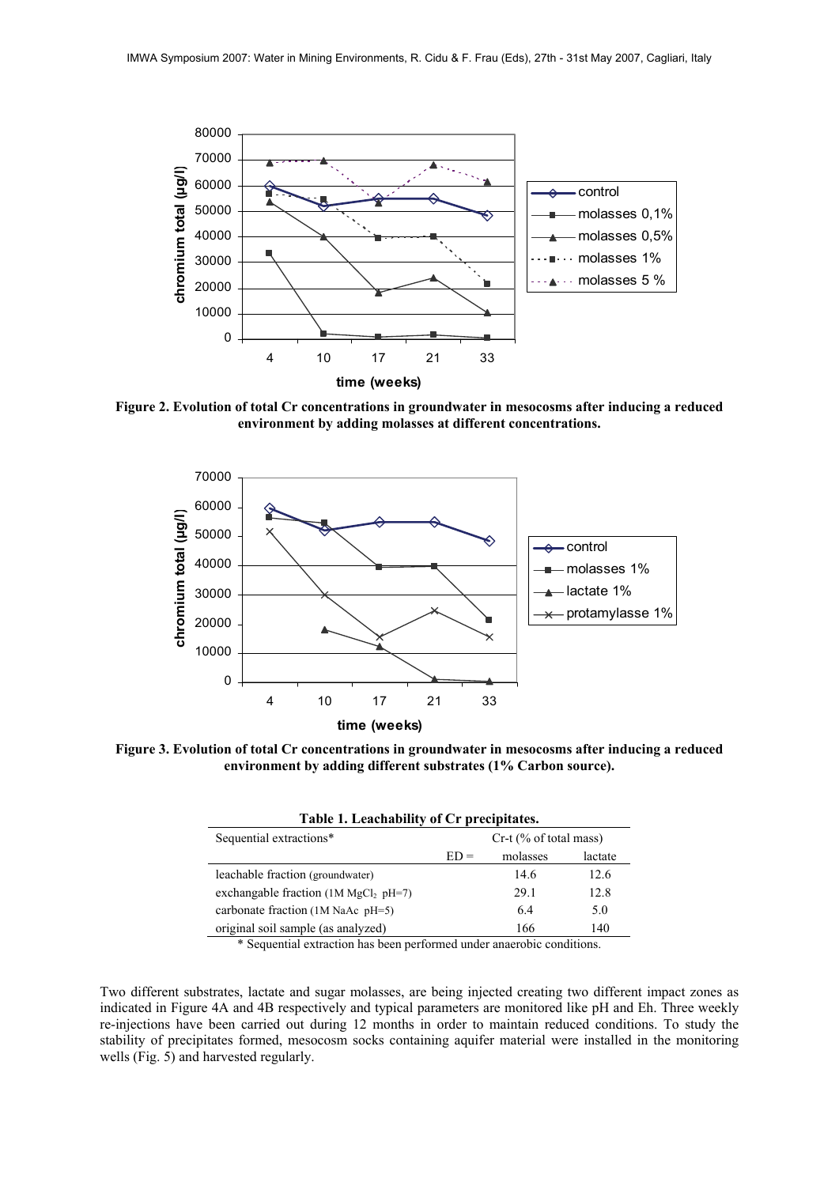**Figure 2. Evolution of total Cr concentrations in groundwater in mesocosms after inducing a reduced environment by adding molasses at different concentrations.**

**Figure 3. Evolution of total Cr concentrations in groundwater in mesocosms after inducing a reduced environment by adding different substrates (1% Carbon source).**

**Table 1. Leachability of Cr precipitates.**

| Sequential extractions* | | Cr-t (% of total mass) | |
|---|---|---|---|
| | ED = | molasses | lactate |
| leachable fraction (groundwater) | | 14.6 | 12.6 |
| exchangable fraction (1M $MgCl_2$ pH=7) | | 29.1 | 12.8 |
| carbonate fraction (1M NaAc pH=5) | | 6.4 | 5.0 |
| original soil sample (as analyzed) | | 166 | 140 |

\* Sequential extraction has been performed under anaerobic conditions.

Two different substrates, lactate and sugar molasses, are being injected creating two different impact zones as indicated in Figure 4A and 4B respectively and typical parameters are monitored like pH and Eh. Three weekly re-injections have been carried out during 12 months in order to maintain reduced conditions. To study the stability of precipitates formed, mesocosm socks containing aquifer material were installed in the monitoring wells (Fig. 5) and harvested regularly.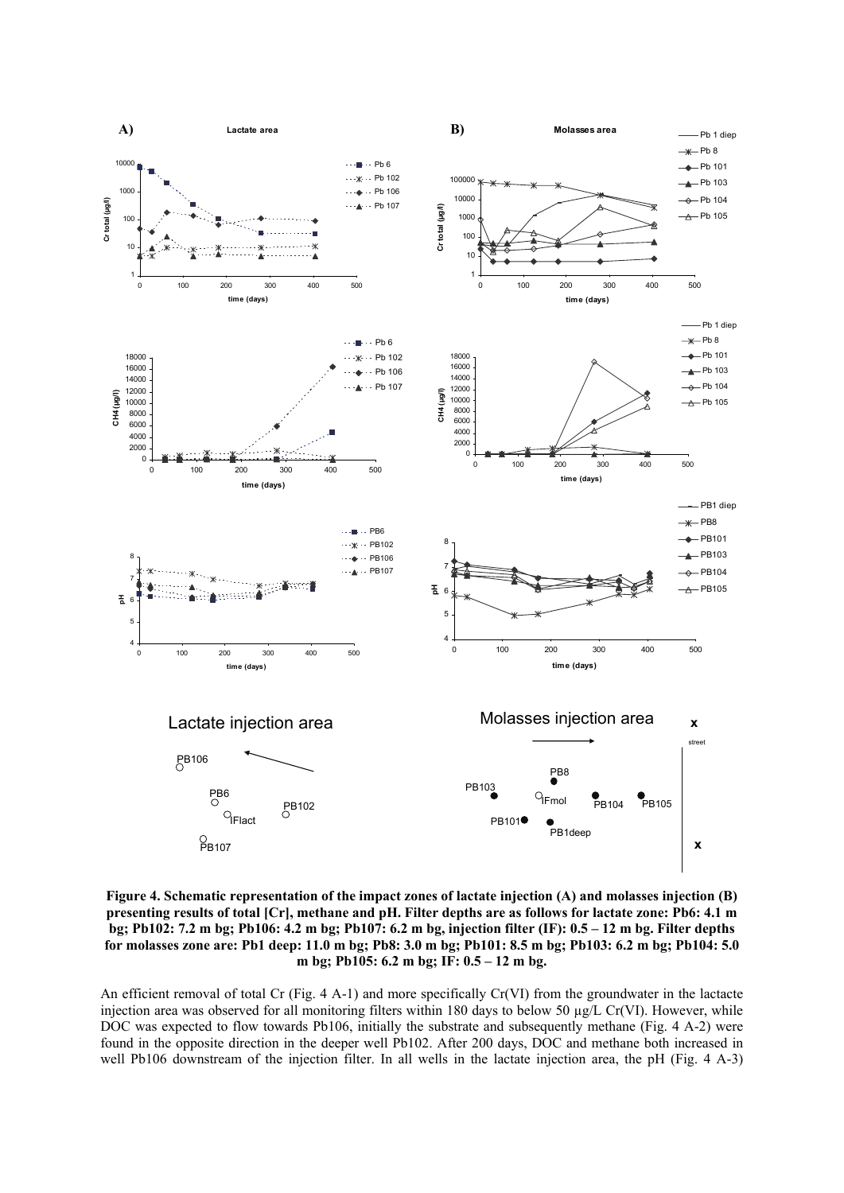**Figure 4. Schematic representation of the impact zones of lactate injection (A) and molasses injection (B) presenting results of total [Cr], methane and pH. Filter depths are as follows for lactate zone: Pb6: 4.1 m bg; Pb102: 7.2 m bg; Pb106: 4.2 m bg; Pb107: 6.2 m bg, injection filter (IF): 0.5 – 12 m bg. Filter depths for molasses zone are: Pb1 deep: 11.0 m bg; Pb8: 3.0 m bg; Pb101: 8.5 m bg; Pb103: 6.2 m bg; Pb104: 5.0 m bg; Pb105: 6.2 m bg; IF: 0.5 – 12 m bg.**

An efficient removal of total Cr (Fig. 4 A-1) and more specifically Cr(VI) from the groundwater in the lactacte injection area was observed for all monitoring filters within 180 days to below 50 µg/L Cr(VI). However, while DOC was expected to flow towards Pb106, initially the substrate and subsequently methane (Fig. 4 A-2) were found in the opposite direction in the deeper well Pb102. After 200 days, DOC and methane both increased in well Pb106 downstream of the injection filter. In all wells in the lactate injection area, the pH (Fig. 4 A-3)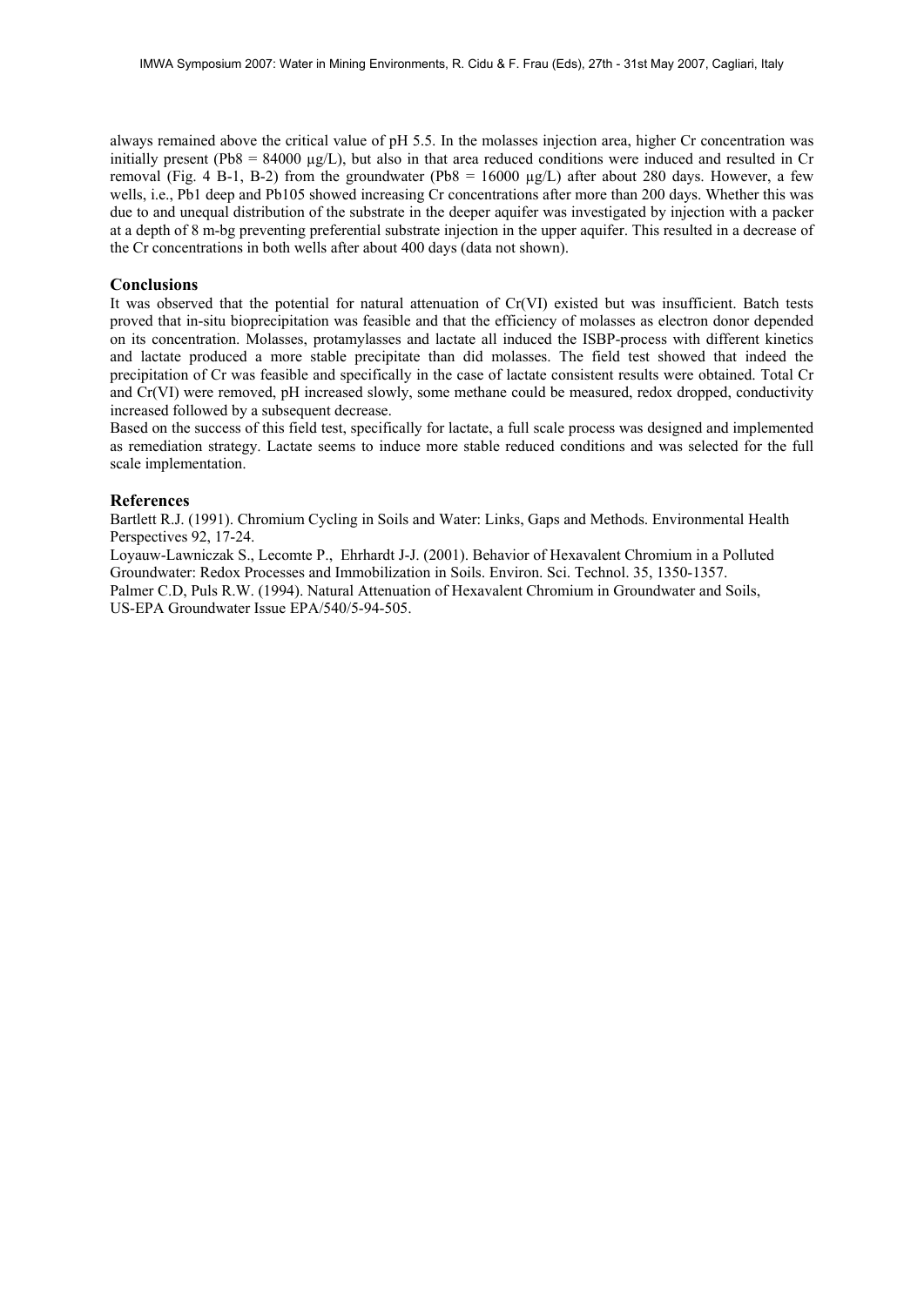always remained above the critical value of pH 5.5. In the molasses injection area, higher Cr concentration was initially present (Pb8 = 84000 µg/L), but also in that area reduced conditions were induced and resulted in Cr removal (Fig. 4 B-1, B-2) from the groundwater (Pb8 = 16000 µg/L) after about 280 days. However, a few wells, i.e., Pb1 deep and Pb105 showed increasing Cr concentrations after more than 200 days. Whether this was due to and unequal distribution of the substrate in the deeper aquifer was investigated by injection with a packer at a depth of 8 m-bg preventing preferential substrate injection in the upper aquifer. This resulted in a decrease of the Cr concentrations in both wells after about 400 days (data not shown).

## Conclusions

It was observed that the potential for natural attenuation of Cr(VI) existed but was insufficient. Batch tests proved that in-situ bioprecipitation was feasible and that the efficiency of molasses as electron donor depended on its concentration. Molasses, protamylasses and lactate all induced the ISBP-process with different kinetics and lactate produced a more stable precipitate than did molasses. The field test showed that indeed the precipitation of Cr was feasible and specifically in the case of lactate consistent results were obtained. Total Cr and Cr(VI) were removed, pH increased slowly, some methane could be measured, redox dropped, conductivity increased followed by a subsequent decrease.

Based on the success of this field test, specifically for lactate, a full scale process was designed and implemented as remediation strategy. Lactate seems to induce more stable reduced conditions and was selected for the full scale implementation.

## References

Bartlett R.J. (1991). Chromium Cycling in Soils and Water: Links, Gaps and Methods. Environmental Health Perspectives 92, 17-24.

Loyauw-Lawniczak S., Lecomte P., Ehrhardt J-J. (2001). Behavior of Hexavalent Chromium in a Polluted Groundwater: Redox Processes and Immobilization in Soils. Environ. Sci. Technol. 35, 1350-1357.

Palmer C.D, Puls R.W. (1994). Natural Attenuation of Hexavalent Chromium in Groundwater and Soils, US-EPA Groundwater Issue EPA/540/5-94-505.